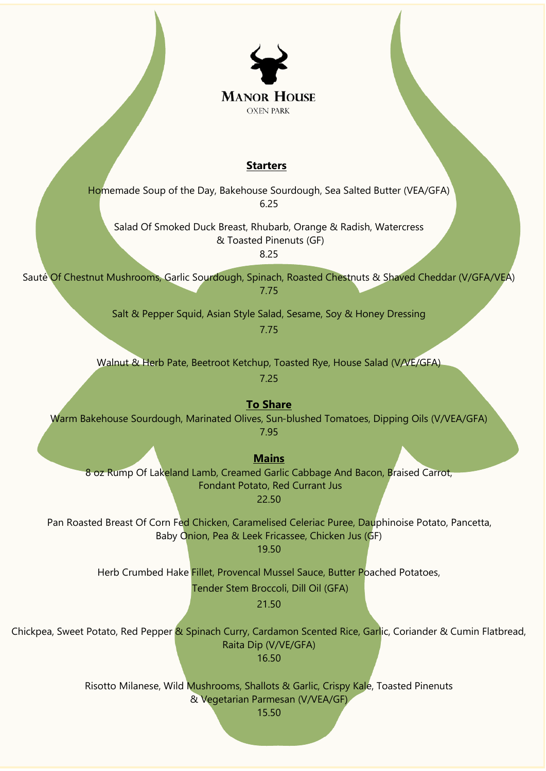# Manor House

OXEN PARK

## Starters

Homemade Soup of the Day, Bakehouse Sourdough, Sea Salted Butter (VEA/GFA)
6.25

Salad Of Smoked Duck Breast, Rhubarb, Orange & Radish, Watercress
& Toasted Pinenuts (GF)
8.25

Sauté Of Chestnut Mushrooms, Garlic Sourdough, Spinach, Roasted Chestnuts & Shaved Cheddar (V/GFA/VEA)
7.75

Salt & Pepper Squid, Asian Style Salad, Sesame, Soy & Honey Dressing
7.75

Walnut & Herb Pate, Beetroot Ketchup, Toasted Rye, House Salad (V/VE/GFA)
7.25

## To Share

Warm Bakehouse Sourdough, Marinated Olives, Sun-blushed Tomatoes, Dipping Oils (V/VEA/GFA)
7.95

## Mains

8 oz Rump Of Lakeland Lamb, Creamed Garlic Cabbage And Bacon, Braised Carrot,
Fondant Potato, Red Currant Jus
22.50

Pan Roasted Breast Of Corn Fed Chicken, Caramelised Celeriac Puree, Dauphinoise Potato, Pancetta,
Baby Onion, Pea & Leek Fricassee, Chicken Jus (GF)
19.50

Herb Crumbed Hake Fillet, Provencal Mussel Sauce, Butter Poached Potatoes,
Tender Stem Broccoli, Dill Oil (GFA)
21.50

Chickpea, Sweet Potato, Red Pepper & Spinach Curry, Cardamon Scented Rice, Garlic, Coriander & Cumin Flatbread,
Raita Dip (V/VE/GFA)
16.50

Risotto Milanese, Wild Mushrooms, Shallots & Garlic, Crispy Kale, Toasted Pinenuts
& Vegetarian Parmesan (V/VEA/GF)
15.50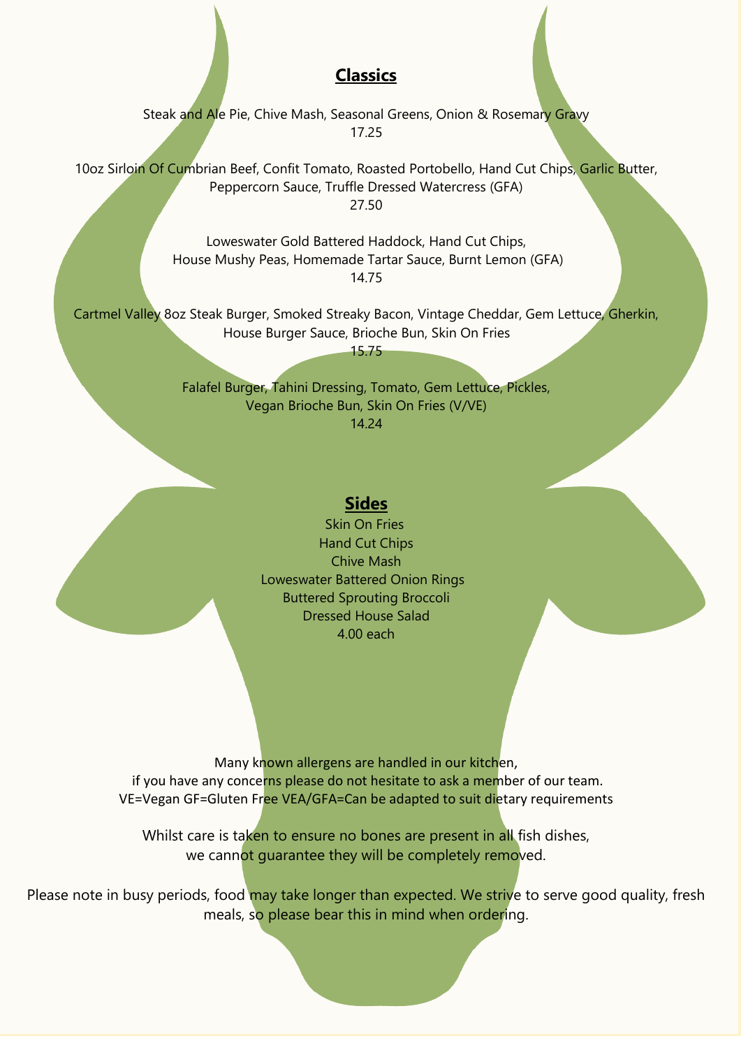## Classics

Steak and Ale Pie, Chive Mash, Seasonal Greens, Onion & Rosemary Gravy
17.25

10oz Sirloin Of Cumbrian Beef, Confit Tomato, Roasted Portobello, Hand Cut Chips, Garlic Butter, Peppercorn Sauce, Truffle Dressed Watercress (GFA)
27.50

Loweswater Gold Battered Haddock, Hand Cut Chips, House Mushy Peas, Homemade Tartar Sauce, Burnt Lemon (GFA)
14.75

Cartmel Valley 8oz Steak Burger, Smoked Streaky Bacon, Vintage Cheddar, Gem Lettuce, Gherkin, House Burger Sauce, Brioche Bun, Skin On Fries
15.75

Falafel Burger, Tahini Dressing, Tomato, Gem Lettuce, Pickles, Vegan Brioche Bun, Skin On Fries (V/VE)
14.24

## Sides

Skin On Fries
Hand Cut Chips
Chive Mash
Loweswater Battered Onion Rings
Buttered Sprouting Broccoli
Dressed House Salad
4.00 each

Many known allergens are handled in our kitchen,
if you have any concerns please do not hesitate to ask a member of our team.
VE=Vegan GF=Gluten Free VEA/GFA=Can be adapted to suit dietary requirements

Whilst care is taken to ensure no bones are present in all fish dishes, we cannot guarantee they will be completely removed.

Please note in busy periods, food may take longer than expected. We strive to serve good quality, fresh meals, so please bear this in mind when ordering.